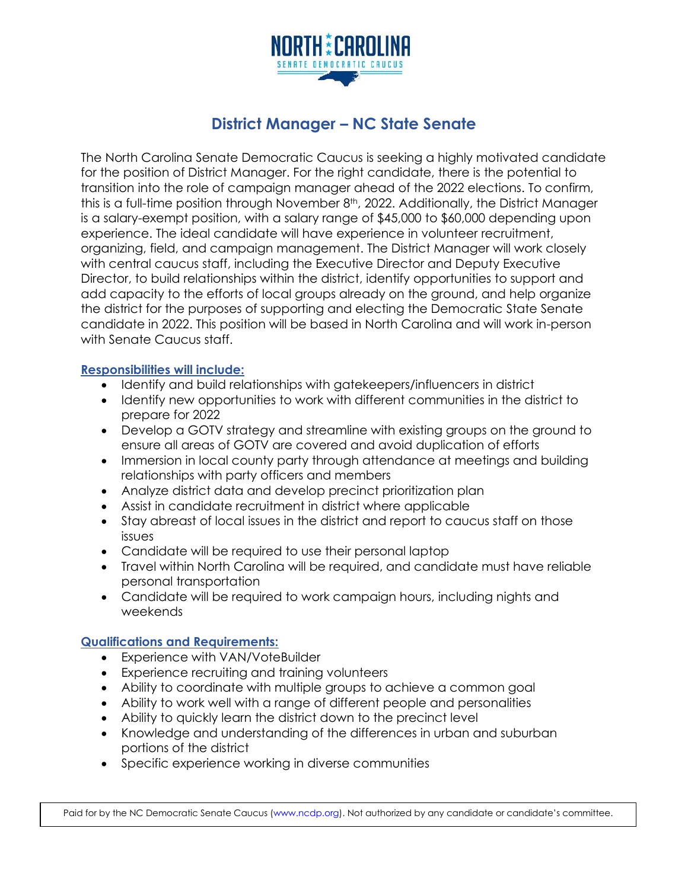# District Manager – NC State Senate

The North Carolina Senate Democratic Caucus is seeking a highly motivated candidate for the position of District Manager. For the right candidate, there is the potential to transition into the role of campaign manager ahead of the 2022 elections. To confirm, this is a full-time position through November 8th, 2022. Additionally, the District Manager is a salary-exempt position, with a salary range of $45,000 to $60,000 depending upon experience. The ideal candidate will have experience in volunteer recruitment, organizing, field, and campaign management. The District Manager will work closely with central caucus staff, including the Executive Director and Deputy Executive Director, to build relationships within the district, identify opportunities to support and add capacity to the efforts of local groups already on the ground, and help organize the district for the purposes of supporting and electing the Democratic State Senate candidate in 2022. This position will be based in North Carolina and will work in-person with Senate Caucus staff.

## Responsibilities will include:

- Identify and build relationships with gatekeepers/influencers in district
- Identify new opportunities to work with different communities in the district to prepare for 2022
- Develop a GOTV strategy and streamline with existing groups on the ground to ensure all areas of GOTV are covered and avoid duplication of efforts
- Immersion in local county party through attendance at meetings and building relationships with party officers and members
- Analyze district data and develop precinct prioritization plan
- Assist in candidate recruitment in district where applicable
- Stay abreast of local issues in the district and report to caucus staff on those issues
- Candidate will be required to use their personal laptop
- Travel within North Carolina will be required, and candidate must have reliable personal transportation
- Candidate will be required to work campaign hours, including nights and weekends

## Qualifications and Requirements:

- Experience with VAN/VoteBuilder
- Experience recruiting and training volunteers
- Ability to coordinate with multiple groups to achieve a common goal
- Ability to work well with a range of different people and personalities
- Ability to quickly learn the district down to the precinct level
- Knowledge and understanding of the differences in urban and suburban portions of the district
- Specific experience working in diverse communities

Paid for by the NC Democratic Senate Caucus (www.ncdp.org). Not authorized by any candidate or candidate's committee.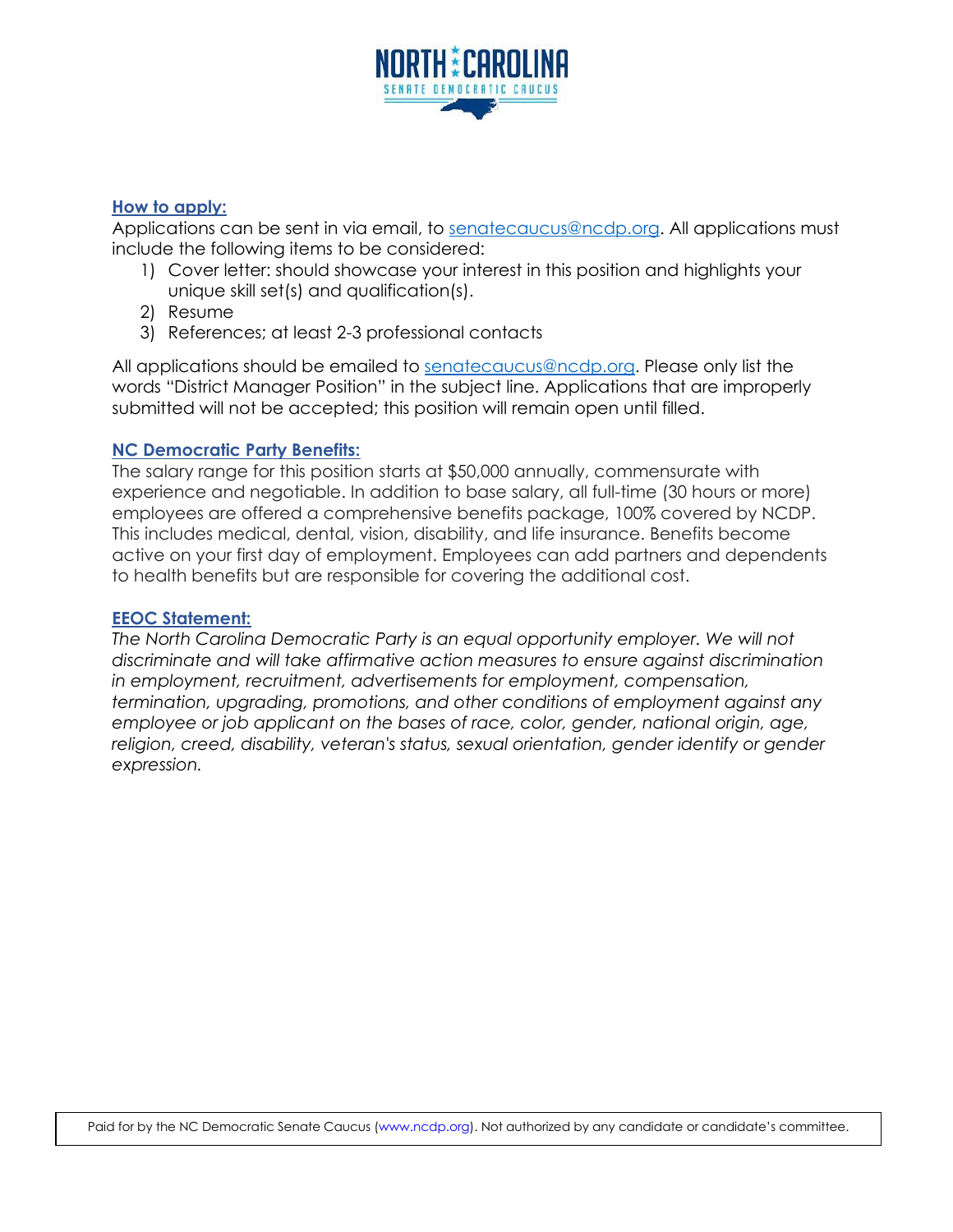### How to apply:

Applications can be sent in via email, to senatecaucus@ncdp.org. All applications must include the following items to be considered:

1) Cover letter: should showcase your interest in this position and highlights your unique skill set(s) and qualification(s).
2) Resume
3) References; at least 2-3 professional contacts

All applications should be emailed to senatecaucus@ncdp.org. Please only list the words "District Manager Position" in the subject line. Applications that are improperly submitted will not be accepted; this position will remain open until filled.

### NC Democratic Party Benefits:

The salary range for this position starts at $50,000 annually, commensurate with experience and negotiable. In addition to base salary, all full-time (30 hours or more) employees are offered a comprehensive benefits package, 100% covered by NCDP. This includes medical, dental, vision, disability, and life insurance. Benefits become active on your first day of employment. Employees can add partners and dependents to health benefits but are responsible for covering the additional cost.

### EEOC Statement:

*The North Carolina Democratic Party is an equal opportunity employer. We will not discriminate and will take affirmative action measures to ensure against discrimination in employment, recruitment, advertisements for employment, compensation, termination, upgrading, promotions, and other conditions of employment against any employee or job applicant on the bases of race, color, gender, national origin, age, religion, creed, disability, veteran's status, sexual orientation, gender identify or gender expression.*

Paid for by the NC Democratic Senate Caucus (www.ncdp.org). Not authorized by any candidate or candidate's committee.